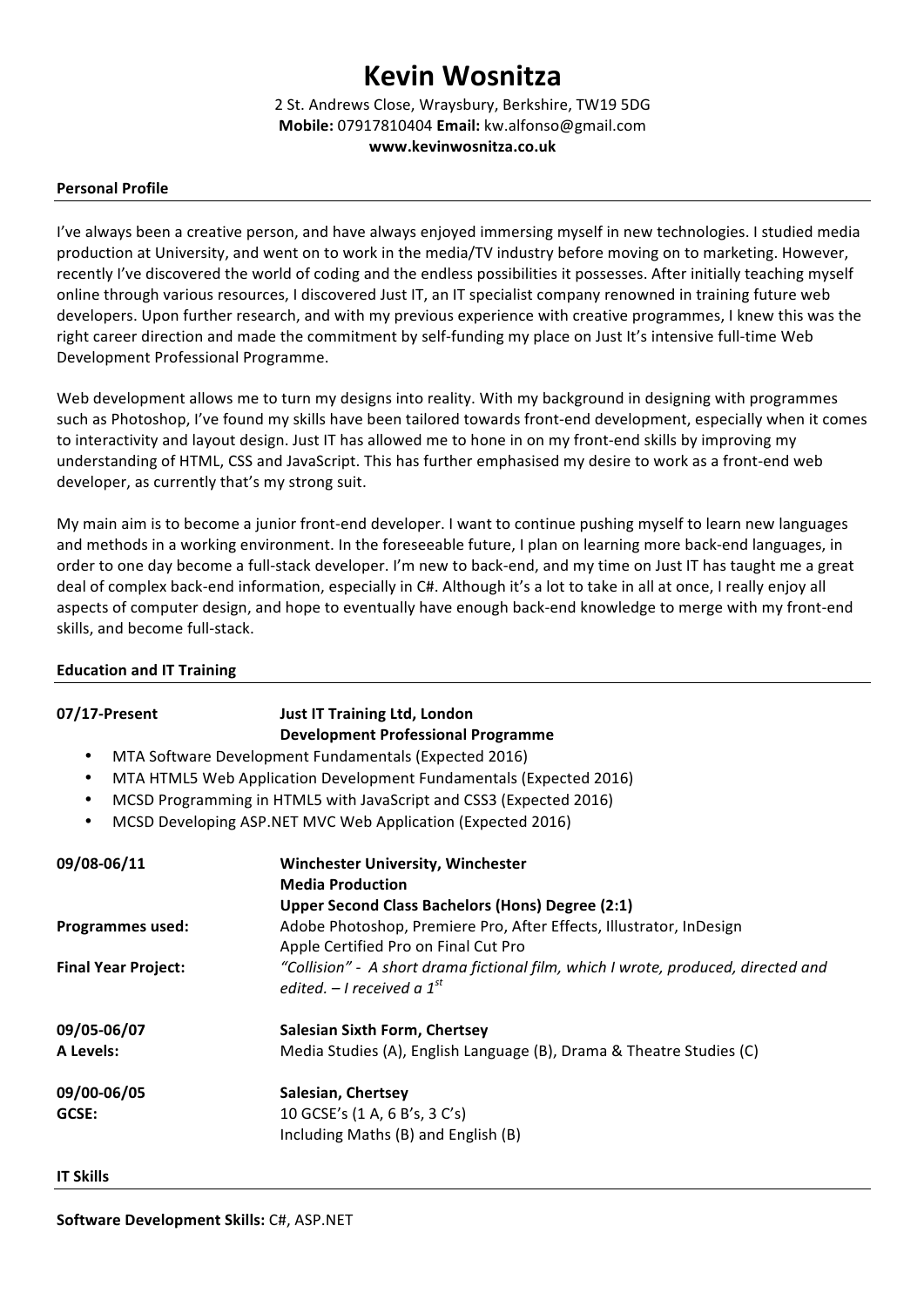# Kevin Wosnitza

2 St. Andrews Close, Wraysbury, Berkshire, TW19 5DG
**Mobile:** 07917810404 **Email:** kw.alfonso@gmail.com
**www.kevinwosnitza.co.uk**

## Personal Profile

I've always been a creative person, and have always enjoyed immersing myself in new technologies. I studied media production at University, and went on to work in the media/TV industry before moving on to marketing. However, recently I've discovered the world of coding and the endless possibilities it possesses. After initially teaching myself online through various resources, I discovered Just IT, an IT specialist company renowned in training future web developers. Upon further research, and with my previous experience with creative programmes, I knew this was the right career direction and made the commitment by self-funding my place on Just It's intensive full-time Web Development Professional Programme.

Web development allows me to turn my designs into reality. With my background in designing with programmes such as Photoshop, I've found my skills have been tailored towards front-end development, especially when it comes to interactivity and layout design. Just IT has allowed me to hone in on my front-end skills by improving my understanding of HTML, CSS and JavaScript. This has further emphasised my desire to work as a front-end web developer, as currently that's my strong suit.

My main aim is to become a junior front-end developer. I want to continue pushing myself to learn new languages and methods in a working environment. In the foreseeable future, I plan on learning more back-end languages, in order to one day become a full-stack developer. I'm new to back-end, and my time on Just IT has taught me a great deal of complex back-end information, especially in C#. Although it's a lot to take in all at once, I really enjoy all aspects of computer design, and hope to eventually have enough back-end knowledge to merge with my front-end skills, and become full-stack.

## Education and IT Training

**07/17-Present** — **Just IT Training Ltd, London**
**Development Professional Programme**

- MTA Software Development Fundamentals (Expected 2016)
- MTA HTML5 Web Application Development Fundamentals (Expected 2016)
- MCSD Programming in HTML5 with JavaScript and CSS3 (Expected 2016)
- MCSD Developing ASP.NET MVC Web Application (Expected 2016)

**09/08-06/11** — **Winchester University, Winchester**
**Media Production**
**Upper Second Class Bachelors (Hons) Degree (2:1)**

**Programmes used:** Adobe Photoshop, Premiere Pro, After Effects, Illustrator, InDesign
Apple Certified Pro on Final Cut Pro

**Final Year Project:** *"Collision" - A short drama fictional film, which I wrote, produced, directed and edited. – I received a 1st*

**09/05-06/07** — **Salesian Sixth Form, Chertsey**
**A Levels:** Media Studies (A), English Language (B), Drama & Theatre Studies (C)

**09/00-06/05** — **Salesian, Chertsey**
**GCSE:** 10 GCSE's (1 A, 6 B's, 3 C's)
Including Maths (B) and English (B)

## IT Skills

**Software Development Skills:** C#, ASP.NET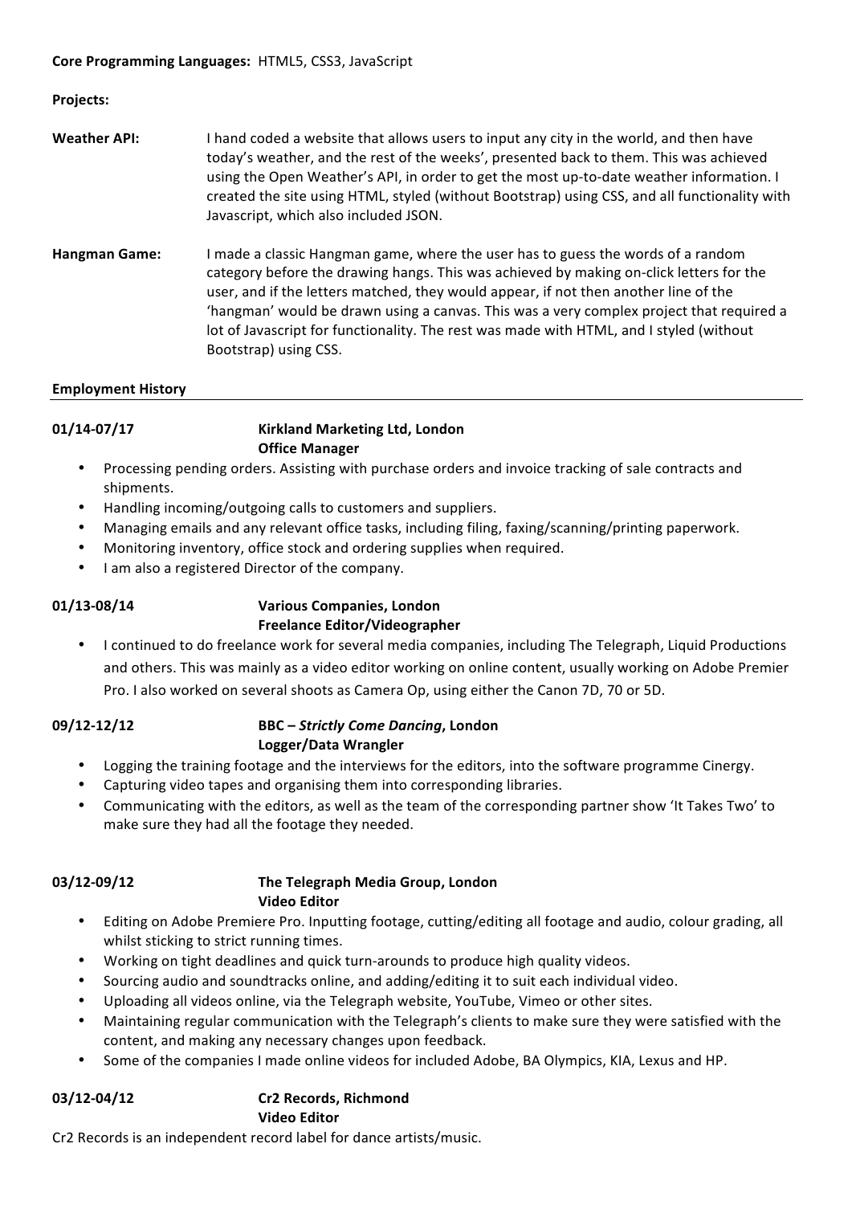**Core Programming Languages:** HTML5, CSS3, JavaScript

**Projects:**

**Weather API:** I hand coded a website that allows users to input any city in the world, and then have today's weather, and the rest of the weeks', presented back to them. This was achieved using the Open Weather's API, in order to get the most up-to-date weather information. I created the site using HTML, styled (without Bootstrap) using CSS, and all functionality with Javascript, which also included JSON.

**Hangman Game:** I made a classic Hangman game, where the user has to guess the words of a random category before the drawing hangs. This was achieved by making on-click letters for the user, and if the letters matched, they would appear, if not then another line of the 'hangman' would be drawn using a canvas. This was a very complex project that required a lot of Javascript for functionality. The rest was made with HTML, and I styled (without Bootstrap) using CSS.

## Employment History

**01/14-07/17** **Kirkland Marketing Ltd, London**
**Office Manager**

- Processing pending orders. Assisting with purchase orders and invoice tracking of sale contracts and shipments.
- Handling incoming/outgoing calls to customers and suppliers.
- Managing emails and any relevant office tasks, including filing, faxing/scanning/printing paperwork.
- Monitoring inventory, office stock and ordering supplies when required.
- I am also a registered Director of the company.

**01/13-08/14** **Various Companies, London**
**Freelance Editor/Videographer**

- I continued to do freelance work for several media companies, including The Telegraph, Liquid Productions and others. This was mainly as a video editor working on online content, usually working on Adobe Premier Pro. I also worked on several shoots as Camera Op, using either the Canon 7D, 70 or 5D.

**09/12-12/12** **BBC – *Strictly Come Dancing*, London**
**Logger/Data Wrangler**

- Logging the training footage and the interviews for the editors, into the software programme Cinergy.
- Capturing video tapes and organising them into corresponding libraries.
- Communicating with the editors, as well as the team of the corresponding partner show 'It Takes Two' to make sure they had all the footage they needed.

**03/12-09/12** **The Telegraph Media Group, London**
**Video Editor**

- Editing on Adobe Premiere Pro. Inputting footage, cutting/editing all footage and audio, colour grading, all whilst sticking to strict running times.
- Working on tight deadlines and quick turn-arounds to produce high quality videos.
- Sourcing audio and soundtracks online, and adding/editing it to suit each individual video.
- Uploading all videos online, via the Telegraph website, YouTube, Vimeo or other sites.
- Maintaining regular communication with the Telegraph's clients to make sure they were satisfied with the content, and making any necessary changes upon feedback.
- Some of the companies I made online videos for included Adobe, BA Olympics, KIA, Lexus and HP.

**03/12-04/12** **Cr2 Records, Richmond**
**Video Editor**

Cr2 Records is an independent record label for dance artists/music.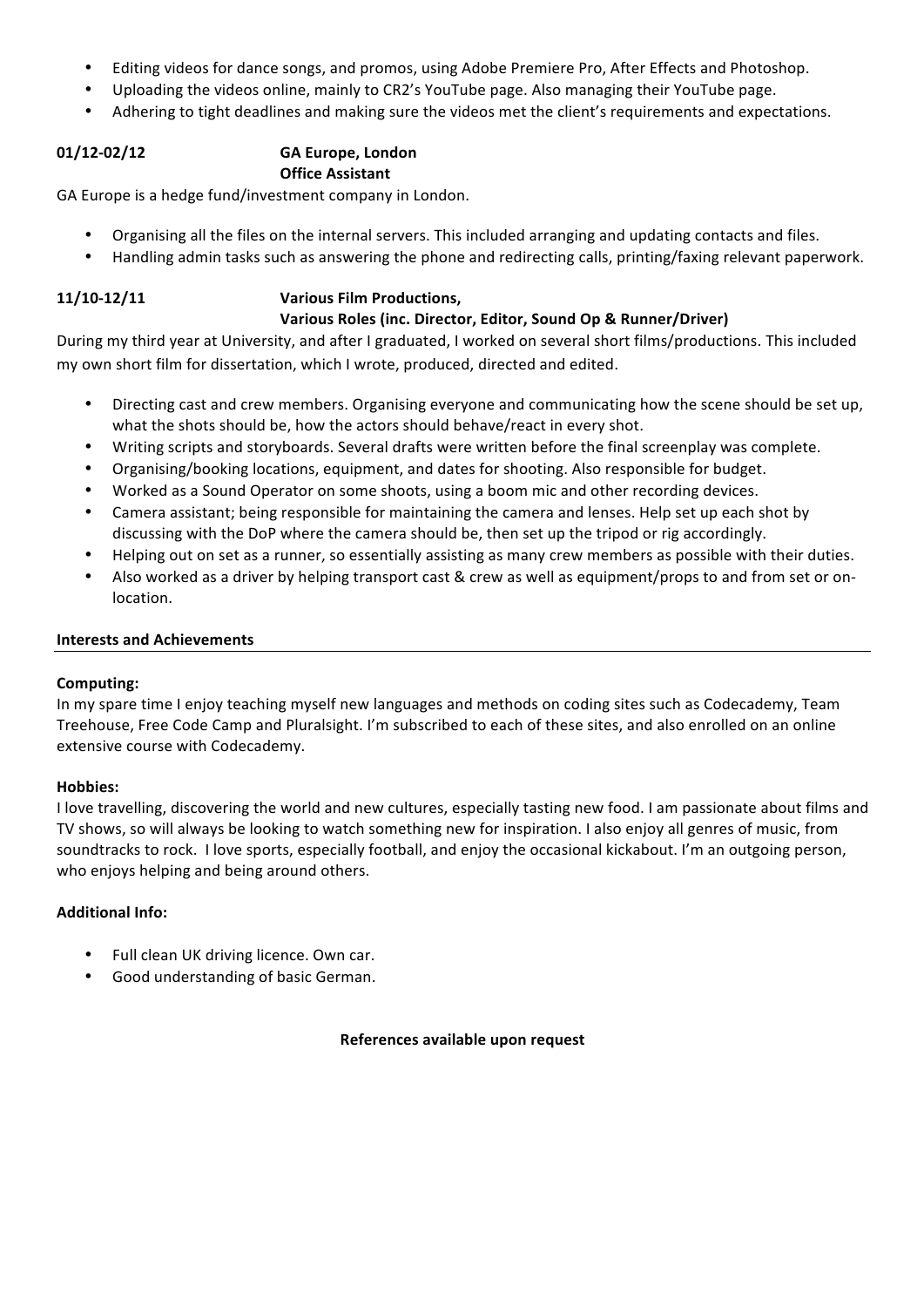- Editing videos for dance songs, and promos, using Adobe Premiere Pro, After Effects and Photoshop.
- Uploading the videos online, mainly to CR2's YouTube page. Also managing their YouTube page.
- Adhering to tight deadlines and making sure the videos met the client's requirements and expectations.

**01/12-02/12** **GA Europe, London**
**Office Assistant**

GA Europe is a hedge fund/investment company in London.

- Organising all the files on the internal servers. This included arranging and updating contacts and files.
- Handling admin tasks such as answering the phone and redirecting calls, printing/faxing relevant paperwork.

**11/10-12/11** **Various Film Productions,**
**Various Roles (inc. Director, Editor, Sound Op & Runner/Driver)**

During my third year at University, and after I graduated, I worked on several short films/productions. This included my own short film for dissertation, which I wrote, produced, directed and edited.

- Directing cast and crew members. Organising everyone and communicating how the scene should be set up, what the shots should be, how the actors should behave/react in every shot.
- Writing scripts and storyboards. Several drafts were written before the final screenplay was complete.
- Organising/booking locations, equipment, and dates for shooting. Also responsible for budget.
- Worked as a Sound Operator on some shoots, using a boom mic and other recording devices.
- Camera assistant; being responsible for maintaining the camera and lenses. Help set up each shot by discussing with the DoP where the camera should be, then set up the tripod or rig accordingly.
- Helping out on set as a runner, so essentially assisting as many crew members as possible with their duties.
- Also worked as a driver by helping transport cast & crew as well as equipment/props to and from set or on-location.

## Interests and Achievements

**Computing:**
In my spare time I enjoy teaching myself new languages and methods on coding sites such as Codecademy, Team Treehouse, Free Code Camp and Pluralsight. I'm subscribed to each of these sites, and also enrolled on an online extensive course with Codecademy.

**Hobbies:**
I love travelling, discovering the world and new cultures, especially tasting new food. I am passionate about films and TV shows, so will always be looking to watch something new for inspiration. I also enjoy all genres of music, from soundtracks to rock. I love sports, especially football, and enjoy the occasional kickabout. I'm an outgoing person, who enjoys helping and being around others.

**Additional Info:**

- Full clean UK driving licence. Own car.
- Good understanding of basic German.

**References available upon request**